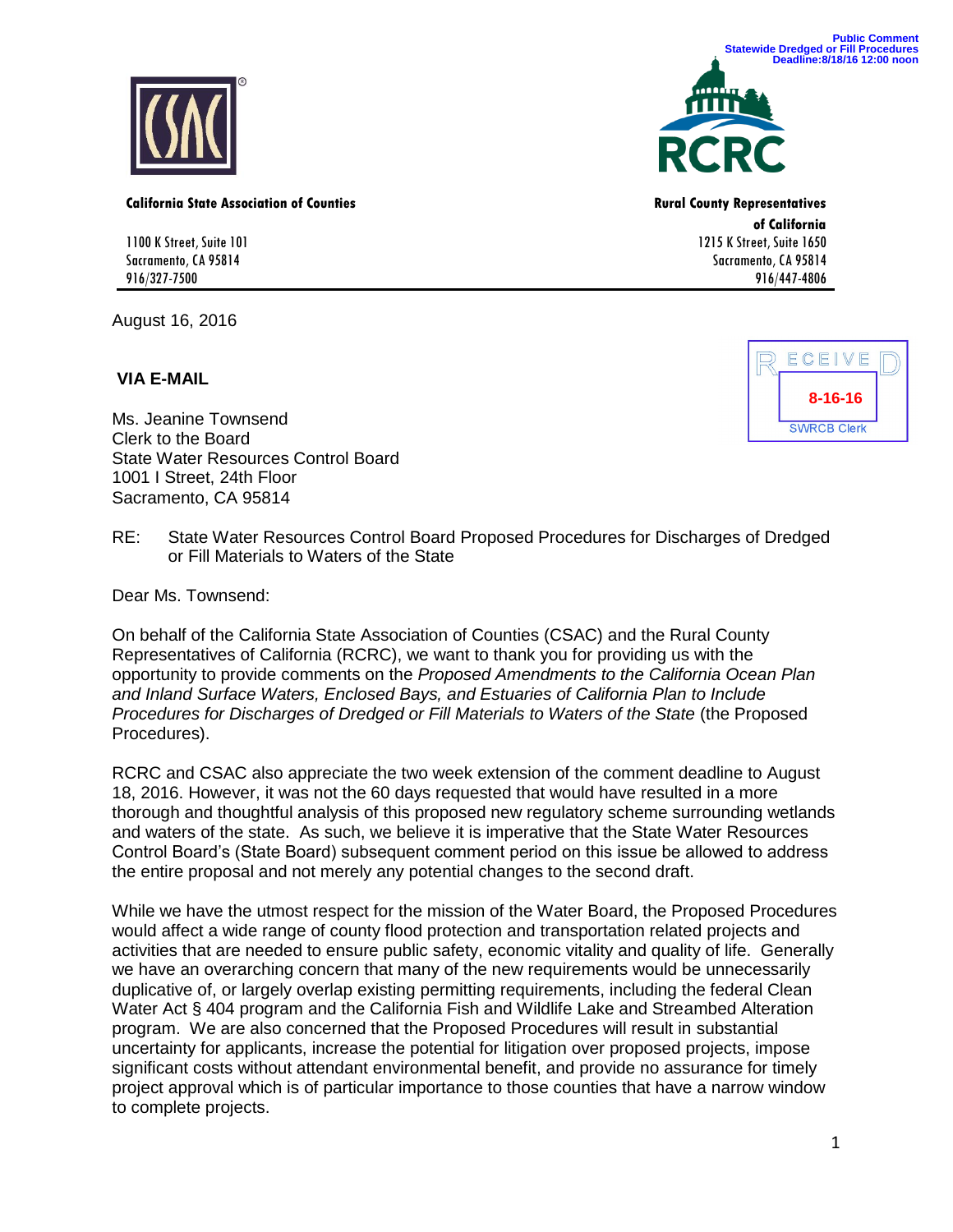Public Comment
Statewide Dredged or Fill Procedures
Deadline:8/18/16 12:00 noon

**California State Association of Counties**

1100 K Street, Suite 101
Sacramento, CA 95814
916/327-7500

**Rural County Representatives of California**

1215 K Street, Suite 1650
Sacramento, CA 95814
916/447-4806

RECEIVED
8-16-16
SWRCB Clerk

August 16, 2016

**VIA E-MAIL**

Ms. Jeanine Townsend
Clerk to the Board
State Water Resources Control Board
1001 I Street, 24th Floor
Sacramento, CA 95814

RE: State Water Resources Control Board Proposed Procedures for Discharges of Dredged or Fill Materials to Waters of the State

Dear Ms. Townsend:

On behalf of the California State Association of Counties (CSAC) and the Rural County Representatives of California (RCRC), we want to thank you for providing us with the opportunity to provide comments on the *Proposed Amendments to the California Ocean Plan and Inland Surface Waters, Enclosed Bays, and Estuaries of California Plan to Include Procedures for Discharges of Dredged or Fill Materials to Waters of the State* (the Proposed Procedures).

RCRC and CSAC also appreciate the two week extension of the comment deadline to August 18, 2016. However, it was not the 60 days requested that would have resulted in a more thorough and thoughtful analysis of this proposed new regulatory scheme surrounding wetlands and waters of the state. As such, we believe it is imperative that the State Water Resources Control Board's (State Board) subsequent comment period on this issue be allowed to address the entire proposal and not merely any potential changes to the second draft.

While we have the utmost respect for the mission of the Water Board, the Proposed Procedures would affect a wide range of county flood protection and transportation related projects and activities that are needed to ensure public safety, economic vitality and quality of life. Generally we have an overarching concern that many of the new requirements would be unnecessarily duplicative of, or largely overlap existing permitting requirements, including the federal Clean Water Act § 404 program and the California Fish and Wildlife Lake and Streambed Alteration program. We are also concerned that the Proposed Procedures will result in substantial uncertainty for applicants, increase the potential for litigation over proposed projects, impose significant costs without attendant environmental benefit, and provide no assurance for timely project approval which is of particular importance to those counties that have a narrow window to complete projects.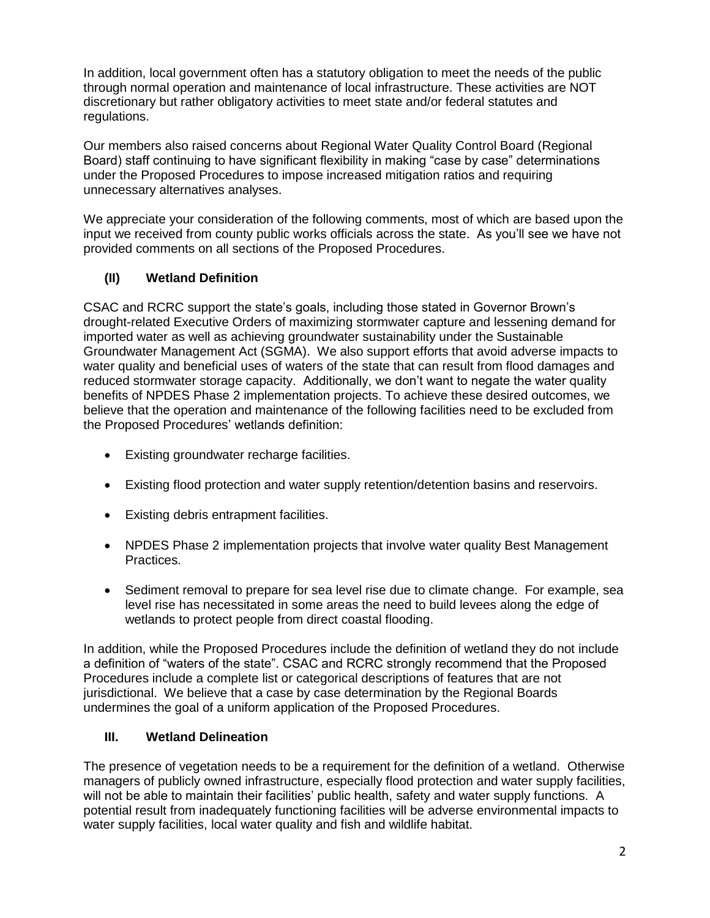In addition, local government often has a statutory obligation to meet the needs of the public through normal operation and maintenance of local infrastructure. These activities are NOT discretionary but rather obligatory activities to meet state and/or federal statutes and regulations.

Our members also raised concerns about Regional Water Quality Control Board (Regional Board) staff continuing to have significant flexibility in making "case by case" determinations under the Proposed Procedures to impose increased mitigation ratios and requiring unnecessary alternatives analyses.

We appreciate your consideration of the following comments, most of which are based upon the input we received from county public works officials across the state. As you'll see we have not provided comments on all sections of the Proposed Procedures.

## (II) Wetland Definition

CSAC and RCRC support the state's goals, including those stated in Governor Brown's drought-related Executive Orders of maximizing stormwater capture and lessening demand for imported water as well as achieving groundwater sustainability under the Sustainable Groundwater Management Act (SGMA). We also support efforts that avoid adverse impacts to water quality and beneficial uses of waters of the state that can result from flood damages and reduced stormwater storage capacity. Additionally, we don't want to negate the water quality benefits of NPDES Phase 2 implementation projects. To achieve these desired outcomes, we believe that the operation and maintenance of the following facilities need to be excluded from the Proposed Procedures' wetlands definition:

- Existing groundwater recharge facilities.
- Existing flood protection and water supply retention/detention basins and reservoirs.
- Existing debris entrapment facilities.
- NPDES Phase 2 implementation projects that involve water quality Best Management Practices.
- Sediment removal to prepare for sea level rise due to climate change. For example, sea level rise has necessitated in some areas the need to build levees along the edge of wetlands to protect people from direct coastal flooding.

In addition, while the Proposed Procedures include the definition of wetland they do not include a definition of "waters of the state". CSAC and RCRC strongly recommend that the Proposed Procedures include a complete list or categorical descriptions of features that are not jurisdictional. We believe that a case by case determination by the Regional Boards undermines the goal of a uniform application of the Proposed Procedures.

## III. Wetland Delineation

The presence of vegetation needs to be a requirement for the definition of a wetland. Otherwise managers of publicly owned infrastructure, especially flood protection and water supply facilities, will not be able to maintain their facilities' public health, safety and water supply functions. A potential result from inadequately functioning facilities will be adverse environmental impacts to water supply facilities, local water quality and fish and wildlife habitat.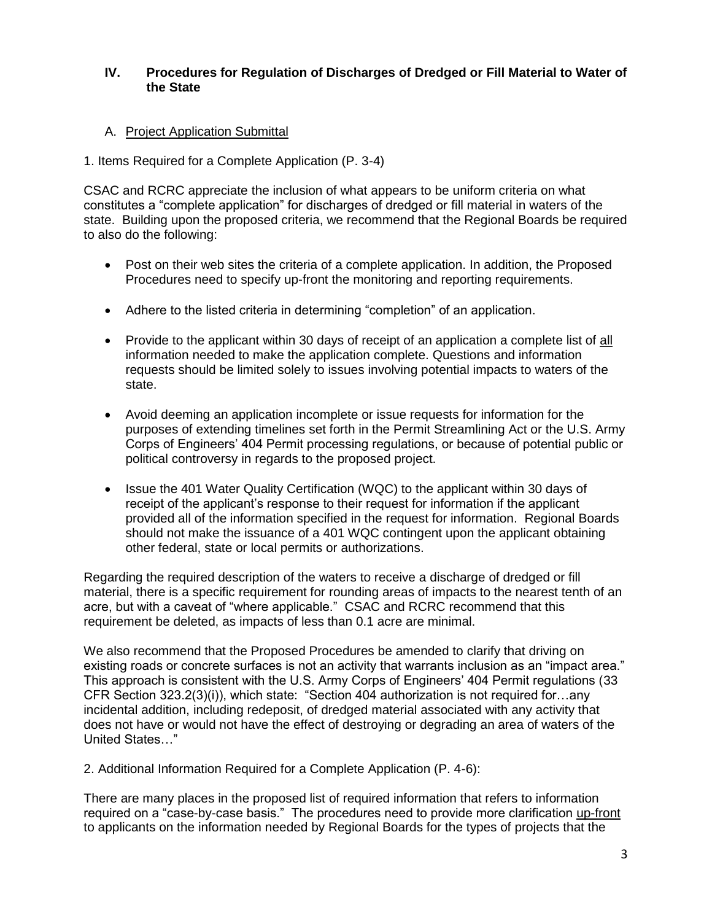## IV. Procedures for Regulation of Discharges of Dredged or Fill Material to Water of the State

### A. Project Application Submittal

1. Items Required for a Complete Application (P. 3-4)

CSAC and RCRC appreciate the inclusion of what appears to be uniform criteria on what constitutes a "complete application" for discharges of dredged or fill material in waters of the state. Building upon the proposed criteria, we recommend that the Regional Boards be required to also do the following:

- Post on their web sites the criteria of a complete application. In addition, the Proposed Procedures need to specify up-front the monitoring and reporting requirements.
- Adhere to the listed criteria in determining "completion" of an application.
- Provide to the applicant within 30 days of receipt of an application a complete list of all information needed to make the application complete. Questions and information requests should be limited solely to issues involving potential impacts to waters of the state.
- Avoid deeming an application incomplete or issue requests for information for the purposes of extending timelines set forth in the Permit Streamlining Act or the U.S. Army Corps of Engineers' 404 Permit processing regulations, or because of potential public or political controversy in regards to the proposed project.
- Issue the 401 Water Quality Certification (WQC) to the applicant within 30 days of receipt of the applicant's response to their request for information if the applicant provided all of the information specified in the request for information. Regional Boards should not make the issuance of a 401 WQC contingent upon the applicant obtaining other federal, state or local permits or authorizations.

Regarding the required description of the waters to receive a discharge of dredged or fill material, there is a specific requirement for rounding areas of impacts to the nearest tenth of an acre, but with a caveat of "where applicable." CSAC and RCRC recommend that this requirement be deleted, as impacts of less than 0.1 acre are minimal.

We also recommend that the Proposed Procedures be amended to clarify that driving on existing roads or concrete surfaces is not an activity that warrants inclusion as an "impact area." This approach is consistent with the U.S. Army Corps of Engineers' 404 Permit regulations (33 CFR Section 323.2(3)(i)), which state: "Section 404 authorization is not required for…any incidental addition, including redeposit, of dredged material associated with any activity that does not have or would not have the effect of destroying or degrading an area of waters of the United States…"

2. Additional Information Required for a Complete Application (P. 4-6):

There are many places in the proposed list of required information that refers to information required on a "case-by-case basis." The procedures need to provide more clarification up-front to applicants on the information needed by Regional Boards for the types of projects that the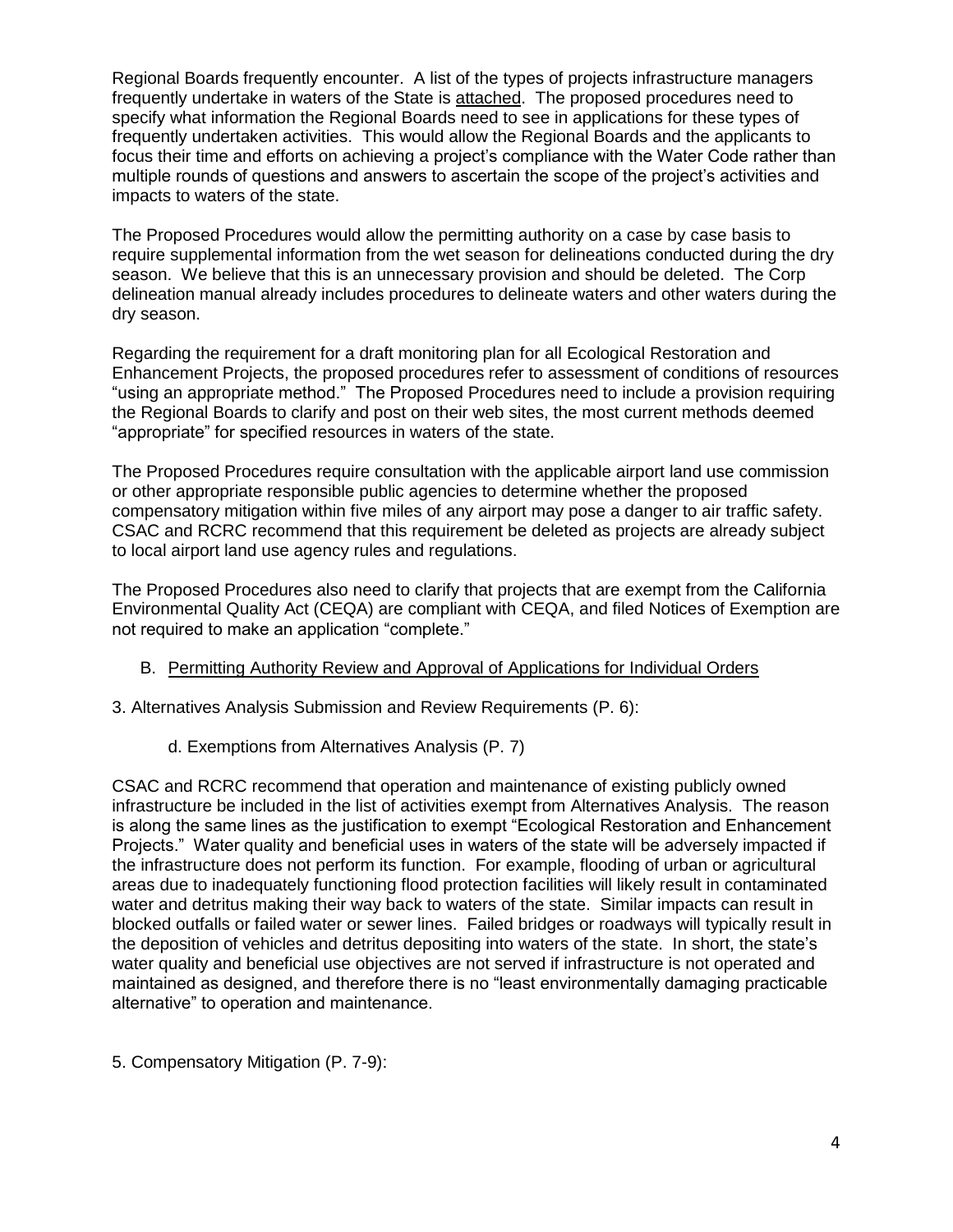Regional Boards frequently encounter. A list of the types of projects infrastructure managers frequently undertake in waters of the State is attached. The proposed procedures need to specify what information the Regional Boards need to see in applications for these types of frequently undertaken activities. This would allow the Regional Boards and the applicants to focus their time and efforts on achieving a project's compliance with the Water Code rather than multiple rounds of questions and answers to ascertain the scope of the project's activities and impacts to waters of the state.

The Proposed Procedures would allow the permitting authority on a case by case basis to require supplemental information from the wet season for delineations conducted during the dry season. We believe that this is an unnecessary provision and should be deleted. The Corp delineation manual already includes procedures to delineate waters and other waters during the dry season.

Regarding the requirement for a draft monitoring plan for all Ecological Restoration and Enhancement Projects, the proposed procedures refer to assessment of conditions of resources "using an appropriate method." The Proposed Procedures need to include a provision requiring the Regional Boards to clarify and post on their web sites, the most current methods deemed "appropriate" for specified resources in waters of the state.

The Proposed Procedures require consultation with the applicable airport land use commission or other appropriate responsible public agencies to determine whether the proposed compensatory mitigation within five miles of any airport may pose a danger to air traffic safety. CSAC and RCRC recommend that this requirement be deleted as projects are already subject to local airport land use agency rules and regulations.

The Proposed Procedures also need to clarify that projects that are exempt from the California Environmental Quality Act (CEQA) are compliant with CEQA, and filed Notices of Exemption are not required to make an application "complete."

B. Permitting Authority Review and Approval of Applications for Individual Orders

3. Alternatives Analysis Submission and Review Requirements (P. 6):

d. Exemptions from Alternatives Analysis (P. 7)

CSAC and RCRC recommend that operation and maintenance of existing publicly owned infrastructure be included in the list of activities exempt from Alternatives Analysis. The reason is along the same lines as the justification to exempt "Ecological Restoration and Enhancement Projects." Water quality and beneficial uses in waters of the state will be adversely impacted if the infrastructure does not perform its function. For example, flooding of urban or agricultural areas due to inadequately functioning flood protection facilities will likely result in contaminated water and detritus making their way back to waters of the state. Similar impacts can result in blocked outfalls or failed water or sewer lines. Failed bridges or roadways will typically result in the deposition of vehicles and detritus depositing into waters of the state. In short, the state's water quality and beneficial use objectives are not served if infrastructure is not operated and maintained as designed, and therefore there is no "least environmentally damaging practicable alternative" to operation and maintenance.

5. Compensatory Mitigation (P. 7-9):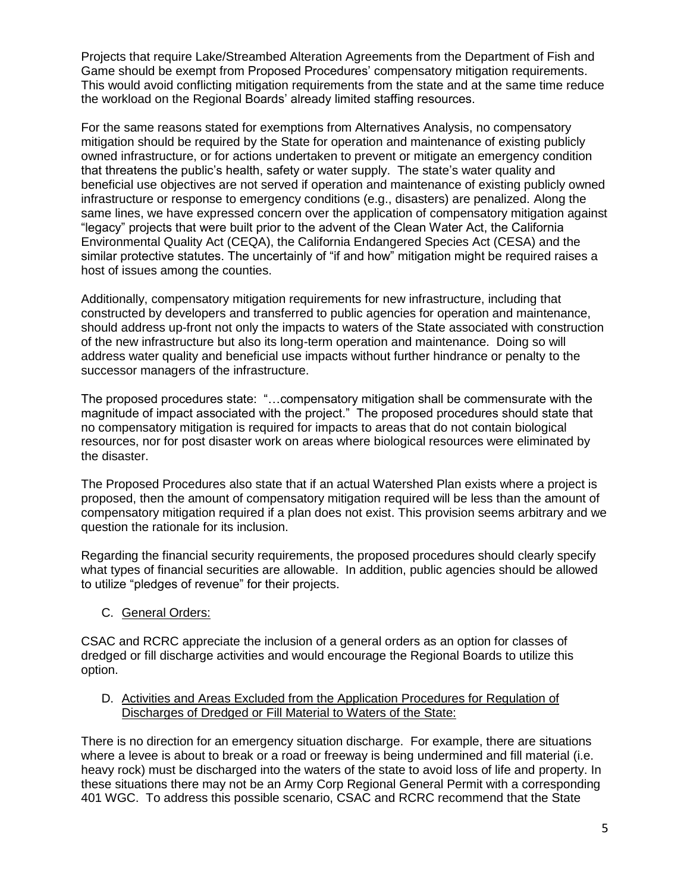Projects that require Lake/Streambed Alteration Agreements from the Department of Fish and Game should be exempt from Proposed Procedures' compensatory mitigation requirements. This would avoid conflicting mitigation requirements from the state and at the same time reduce the workload on the Regional Boards' already limited staffing resources.

For the same reasons stated for exemptions from Alternatives Analysis, no compensatory mitigation should be required by the State for operation and maintenance of existing publicly owned infrastructure, or for actions undertaken to prevent or mitigate an emergency condition that threatens the public's health, safety or water supply. The state's water quality and beneficial use objectives are not served if operation and maintenance of existing publicly owned infrastructure or response to emergency conditions (e.g., disasters) are penalized. Along the same lines, we have expressed concern over the application of compensatory mitigation against "legacy" projects that were built prior to the advent of the Clean Water Act, the California Environmental Quality Act (CEQA), the California Endangered Species Act (CESA) and the similar protective statutes. The uncertainly of "if and how" mitigation might be required raises a host of issues among the counties.

Additionally, compensatory mitigation requirements for new infrastructure, including that constructed by developers and transferred to public agencies for operation and maintenance, should address up-front not only the impacts to waters of the State associated with construction of the new infrastructure but also its long-term operation and maintenance. Doing so will address water quality and beneficial use impacts without further hindrance or penalty to the successor managers of the infrastructure.

The proposed procedures state: "…compensatory mitigation shall be commensurate with the magnitude of impact associated with the project." The proposed procedures should state that no compensatory mitigation is required for impacts to areas that do not contain biological resources, nor for post disaster work on areas where biological resources were eliminated by the disaster.

The Proposed Procedures also state that if an actual Watershed Plan exists where a project is proposed, then the amount of compensatory mitigation required will be less than the amount of compensatory mitigation required if a plan does not exist. This provision seems arbitrary and we question the rationale for its inclusion.

Regarding the financial security requirements, the proposed procedures should clearly specify what types of financial securities are allowable. In addition, public agencies should be allowed to utilize "pledges of revenue" for their projects.

C. <u>General Orders:</u>

CSAC and RCRC appreciate the inclusion of a general orders as an option for classes of dredged or fill discharge activities and would encourage the Regional Boards to utilize this option.

D. <u>Activities and Areas Excluded from the Application Procedures for Regulation of Discharges of Dredged or Fill Material to Waters of the State:</u>

There is no direction for an emergency situation discharge. For example, there are situations where a levee is about to break or a road or freeway is being undermined and fill material (i.e. heavy rock) must be discharged into the waters of the state to avoid loss of life and property. In these situations there may not be an Army Corp Regional General Permit with a corresponding 401 WGC. To address this possible scenario, CSAC and RCRC recommend that the State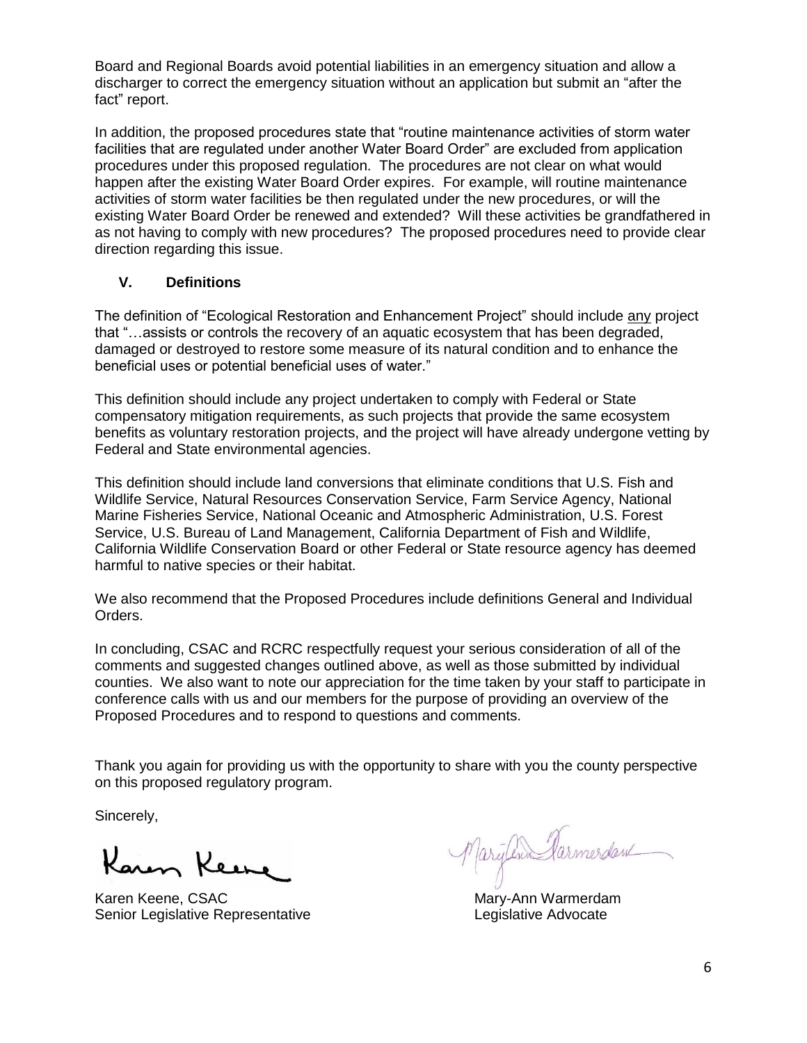Board and Regional Boards avoid potential liabilities in an emergency situation and allow a discharger to correct the emergency situation without an application but submit an "after the fact" report.

In addition, the proposed procedures state that "routine maintenance activities of storm water facilities that are regulated under another Water Board Order" are excluded from application procedures under this proposed regulation. The procedures are not clear on what would happen after the existing Water Board Order expires. For example, will routine maintenance activities of storm water facilities be then regulated under the new procedures, or will the existing Water Board Order be renewed and extended? Will these activities be grandfathered in as not having to comply with new procedures? The proposed procedures need to provide clear direction regarding this issue.

## V. Definitions

The definition of "Ecological Restoration and Enhancement Project" should include <u>any</u> project that "…assists or controls the recovery of an aquatic ecosystem that has been degraded, damaged or destroyed to restore some measure of its natural condition and to enhance the beneficial uses or potential beneficial uses of water."

This definition should include any project undertaken to comply with Federal or State compensatory mitigation requirements, as such projects that provide the same ecosystem benefits as voluntary restoration projects, and the project will have already undergone vetting by Federal and State environmental agencies.

This definition should include land conversions that eliminate conditions that U.S. Fish and Wildlife Service, Natural Resources Conservation Service, Farm Service Agency, National Marine Fisheries Service, National Oceanic and Atmospheric Administration, U.S. Forest Service, U.S. Bureau of Land Management, California Department of Fish and Wildlife, California Wildlife Conservation Board or other Federal or State resource agency has deemed harmful to native species or their habitat.

We also recommend that the Proposed Procedures include definitions General and Individual Orders.

In concluding, CSAC and RCRC respectfully request your serious consideration of all of the comments and suggested changes outlined above, as well as those submitted by individual counties. We also want to note our appreciation for the time taken by your staff to participate in conference calls with us and our members for the purpose of providing an overview of the Proposed Procedures and to respond to questions and comments.

Thank you again for providing us with the opportunity to share with you the county perspective on this proposed regulatory program.

Sincerely,

Karen Keene, CSAC
Senior Legislative Representative

Mary-Ann Warmerdam
Legislative Advocate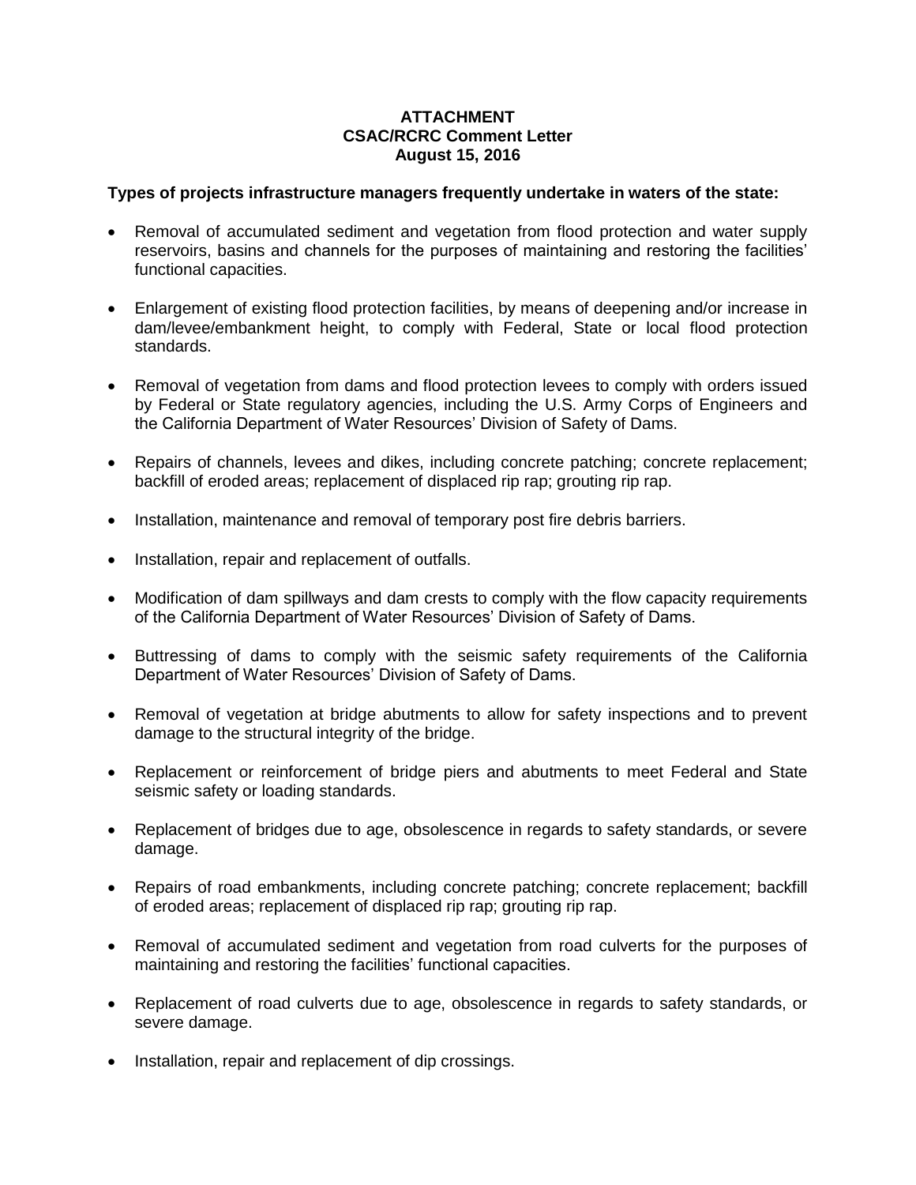**ATTACHMENT**
**CSAC/RCRC Comment Letter**
**August 15, 2016**

**Types of projects infrastructure managers frequently undertake in waters of the state:**

- Removal of accumulated sediment and vegetation from flood protection and water supply reservoirs, basins and channels for the purposes of maintaining and restoring the facilities' functional capacities.
- Enlargement of existing flood protection facilities, by means of deepening and/or increase in dam/levee/embankment height, to comply with Federal, State or local flood protection standards.
- Removal of vegetation from dams and flood protection levees to comply with orders issued by Federal or State regulatory agencies, including the U.S. Army Corps of Engineers and the California Department of Water Resources' Division of Safety of Dams.
- Repairs of channels, levees and dikes, including concrete patching; concrete replacement; backfill of eroded areas; replacement of displaced rip rap; grouting rip rap.
- Installation, maintenance and removal of temporary post fire debris barriers.
- Installation, repair and replacement of outfalls.
- Modification of dam spillways and dam crests to comply with the flow capacity requirements of the California Department of Water Resources' Division of Safety of Dams.
- Buttressing of dams to comply with the seismic safety requirements of the California Department of Water Resources' Division of Safety of Dams.
- Removal of vegetation at bridge abutments to allow for safety inspections and to prevent damage to the structural integrity of the bridge.
- Replacement or reinforcement of bridge piers and abutments to meet Federal and State seismic safety or loading standards.
- Replacement of bridges due to age, obsolescence in regards to safety standards, or severe damage.
- Repairs of road embankments, including concrete patching; concrete replacement; backfill of eroded areas; replacement of displaced rip rap; grouting rip rap.
- Removal of accumulated sediment and vegetation from road culverts for the purposes of maintaining and restoring the facilities' functional capacities.
- Replacement of road culverts due to age, obsolescence in regards to safety standards, or severe damage.
- Installation, repair and replacement of dip crossings.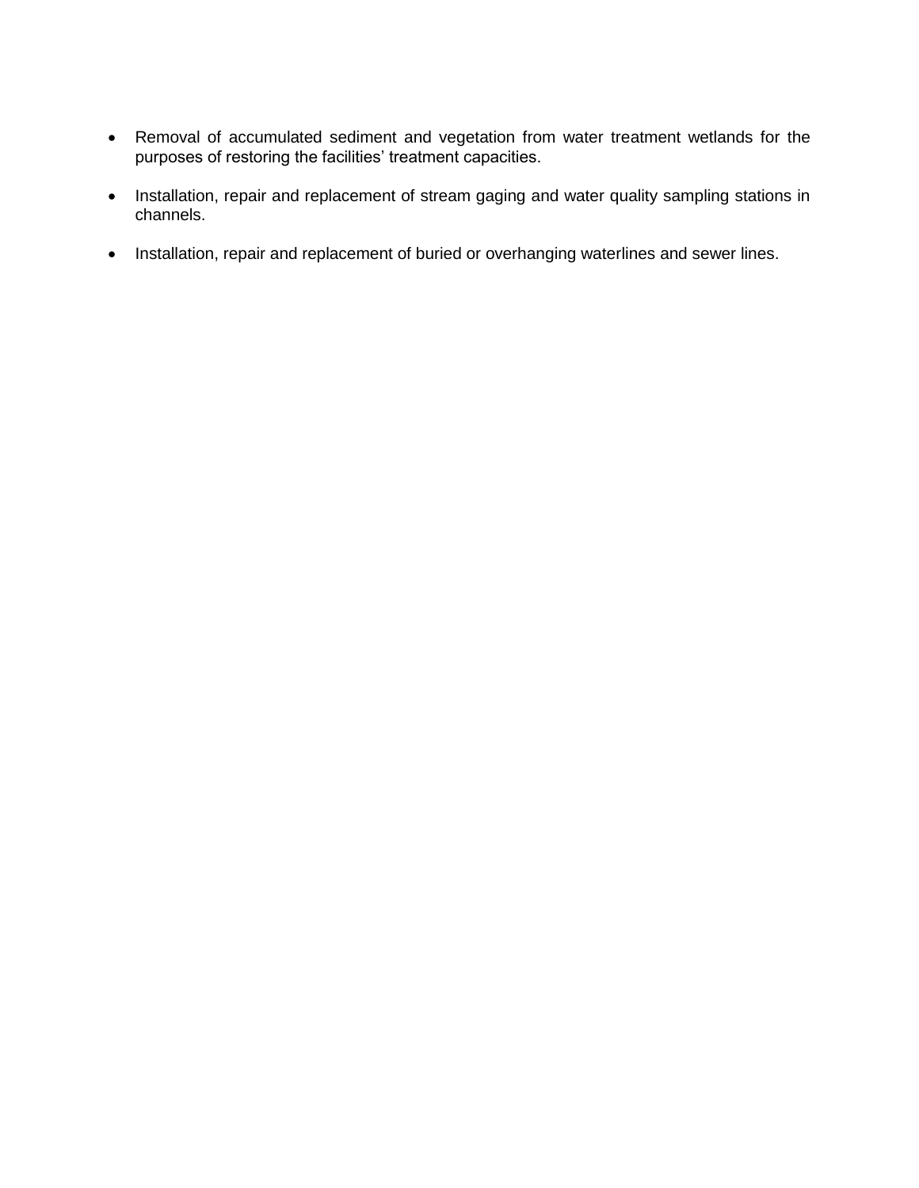- Removal of accumulated sediment and vegetation from water treatment wetlands for the purposes of restoring the facilities' treatment capacities.

- Installation, repair and replacement of stream gaging and water quality sampling stations in channels.

- Installation, repair and replacement of buried or overhanging waterlines and sewer lines.